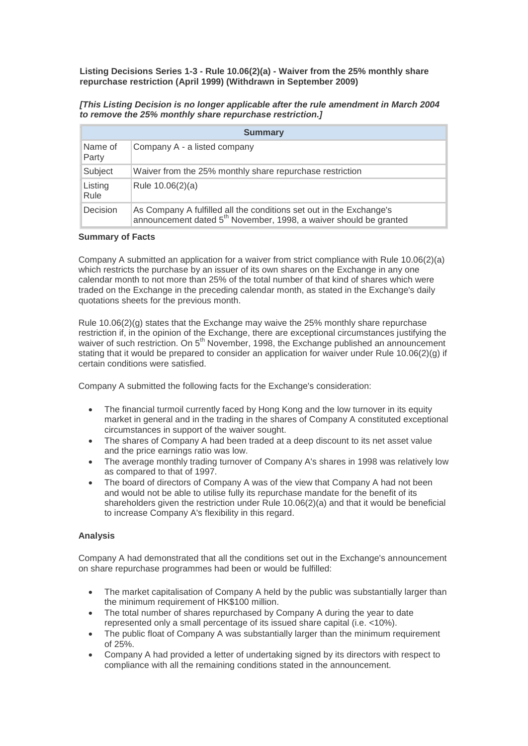**Listing Decisions Series 1-3 - Rule 10.06(2)(a) - Waiver from the 25% monthly share repurchase restriction (April 1999) (Withdrawn in September 2009)**

***[This Listing Decision is no longer applicable after the rule amendment in March 2004 to remove the 25% monthly share repurchase restriction.]***

| Summary | |
|---|---|
| Name of Party | Company A - a listed company |
| Subject | Waiver from the 25% monthly share repurchase restriction |
| Listing Rule | Rule 10.06(2)(a) |
| Decision | As Company A fulfilled all the conditions set out in the Exchange's announcement dated 5th November, 1998, a waiver should be granted |

**Summary of Facts**

Company A submitted an application for a waiver from strict compliance with Rule 10.06(2)(a) which restricts the purchase by an issuer of its own shares on the Exchange in any one calendar month to not more than 25% of the total number of that kind of shares which were traded on the Exchange in the preceding calendar month, as stated in the Exchange's daily quotations sheets for the previous month.

Rule 10.06(2)(g) states that the Exchange may waive the 25% monthly share repurchase restriction if, in the opinion of the Exchange, there are exceptional circumstances justifying the waiver of such restriction. On 5th November, 1998, the Exchange published an announcement stating that it would be prepared to consider an application for waiver under Rule 10.06(2)(g) if certain conditions were satisfied.

Company A submitted the following facts for the Exchange's consideration:

- The financial turmoil currently faced by Hong Kong and the low turnover in its equity market in general and in the trading in the shares of Company A constituted exceptional circumstances in support of the waiver sought.
- The shares of Company A had been traded at a deep discount to its net asset value and the price earnings ratio was low.
- The average monthly trading turnover of Company A's shares in 1998 was relatively low as compared to that of 1997.
- The board of directors of Company A was of the view that Company A had not been and would not be able to utilise fully its repurchase mandate for the benefit of its shareholders given the restriction under Rule 10.06(2)(a) and that it would be beneficial to increase Company A's flexibility in this regard.

**Analysis**

Company A had demonstrated that all the conditions set out in the Exchange's announcement on share repurchase programmes had been or would be fulfilled:

- The market capitalisation of Company A held by the public was substantially larger than the minimum requirement of HK$100 million.
- The total number of shares repurchased by Company A during the year to date represented only a small percentage of its issued share capital (i.e. <10%).
- The public float of Company A was substantially larger than the minimum requirement of 25%.
- Company A had provided a letter of undertaking signed by its directors with respect to compliance with all the remaining conditions stated in the announcement.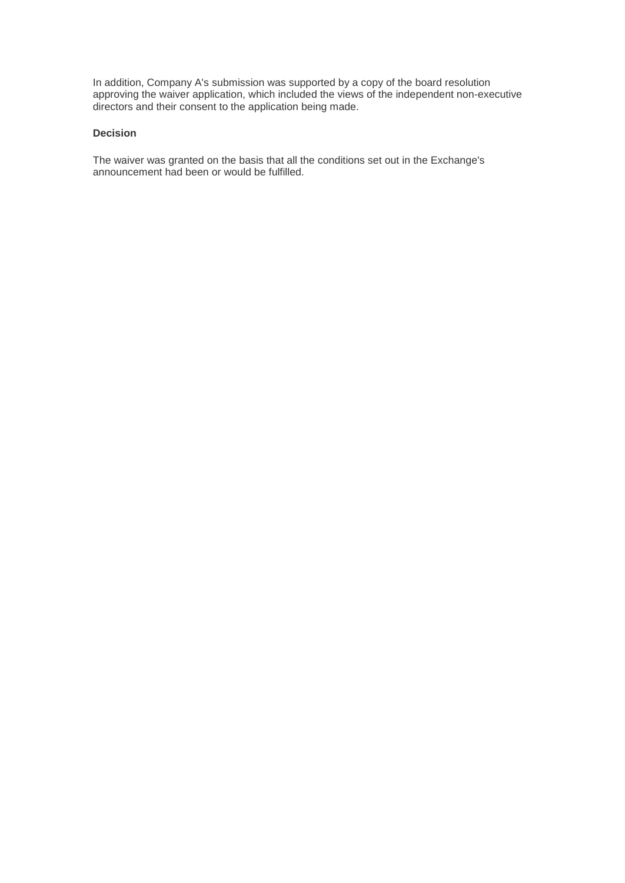In addition, Company A's submission was supported by a copy of the board resolution approving the waiver application, which included the views of the independent non-executive directors and their consent to the application being made.

**Decision**

The waiver was granted on the basis that all the conditions set out in the Exchange's announcement had been or would be fulfilled.